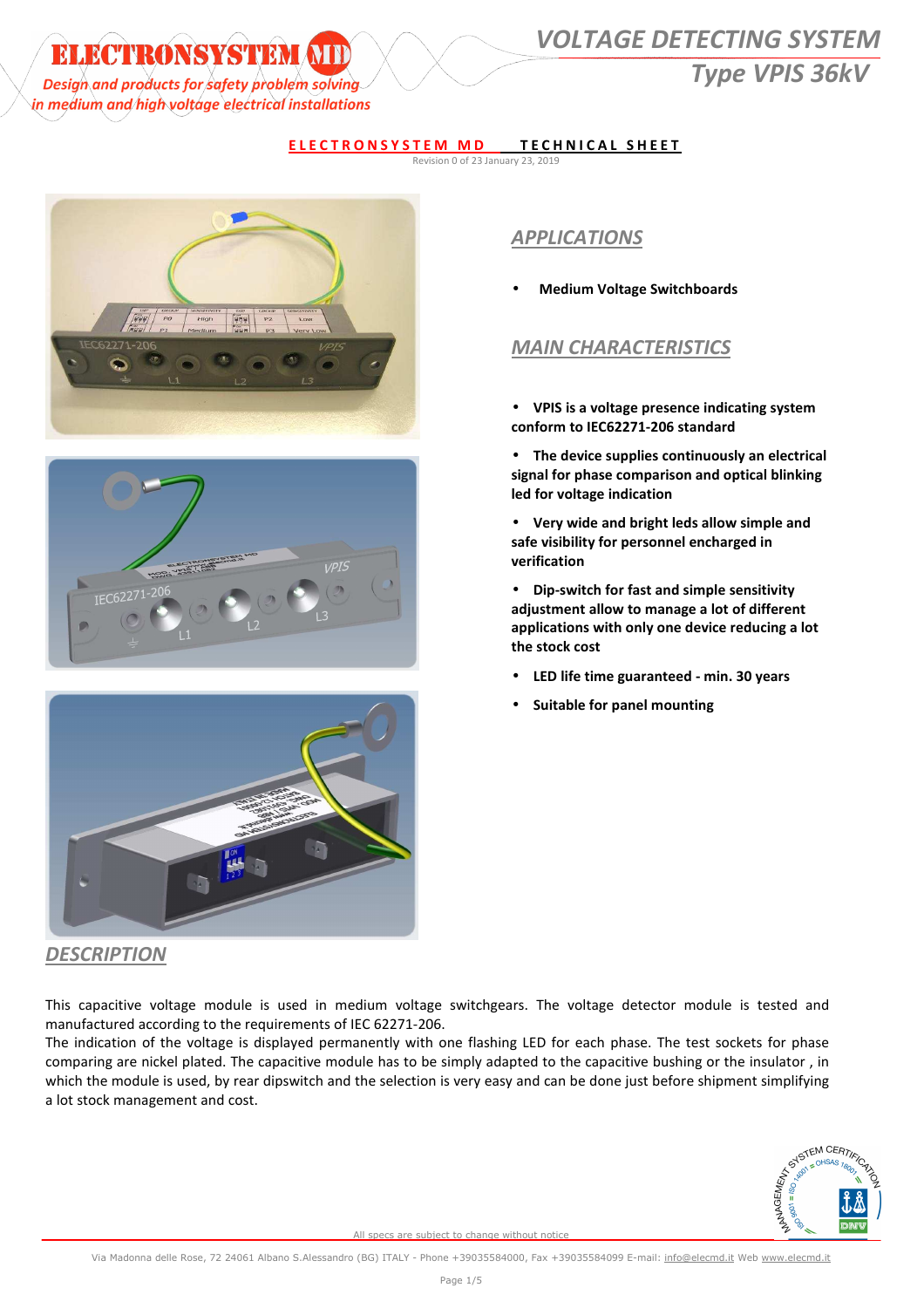# VOLTAGE DETECTING SYSTEM
## Type VPIS 36kV

**ELECTRONSYSTEM MD TECHNICAL SHEET**

Revision 0 of 23 January 23, 2019

## APPLICATIONS

- **Medium Voltage Switchboards**

## MAIN CHARACTERISTICS

- **VPIS is a voltage presence indicating system conform to IEC62271-206 standard**
- **The device supplies continuously an electrical signal for phase comparison and optical blinking led for voltage indication**
- **Very wide and bright leds allow simple and safe visibility for personnel encharged in verification**
- **Dip-switch for fast and simple sensitivity adjustment allow to manage a lot of different applications with only one device reducing a lot the stock cost**
- **LED life time guaranteed - min. 30 years**
- **Suitable for panel mounting**

## DESCRIPTION

This capacitive voltage module is used in medium voltage switchgears. The voltage detector module is tested and manufactured according to the requirements of IEC 62271-206.

The indication of the voltage is displayed permanently with one flashing LED for each phase. The test sockets for phase comparing are nickel plated. The capacitive module has to be simply adapted to the capacitive bushing or the insulator , in which the module is used, by rear dipswitch and the selection is very easy and can be done just before shipment simplifying a lot stock management and cost.

All specs are subject to change without notice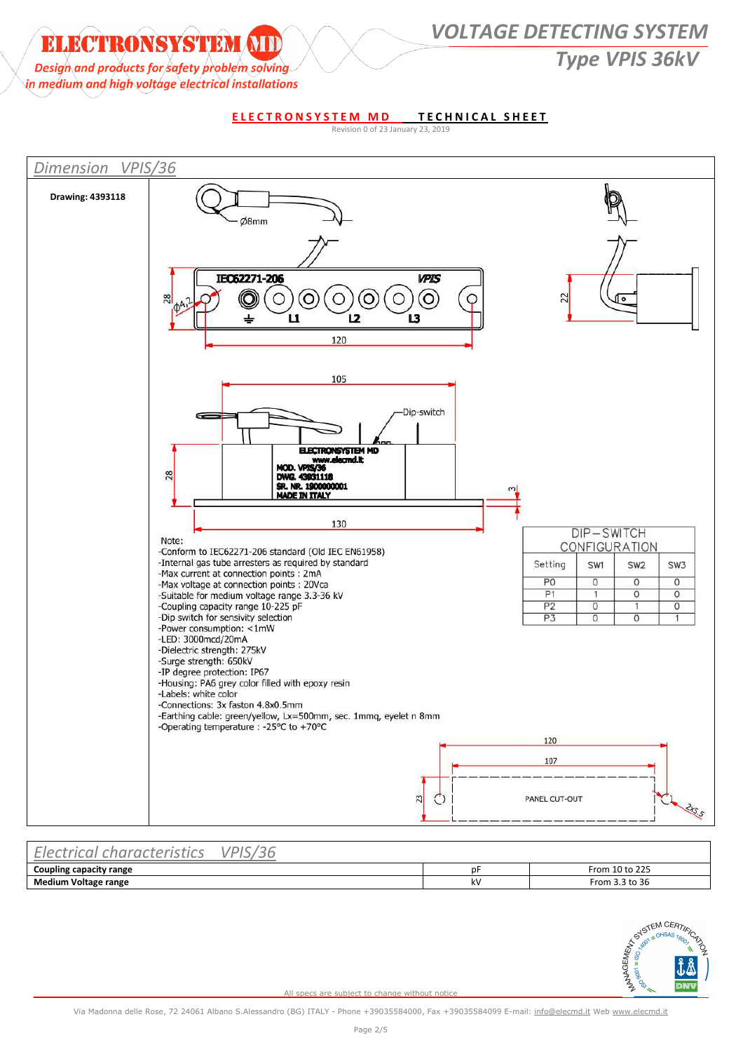**ELECTRONSYSTEM MD TECHNICAL SHEET**

Revision 0 of 23 January 23, 2019

## *Dimension VPIS/36*

**Drawing: 4393118**

Note:
- Conform to IEC62271-206 standard (Old IEC EN61958)
- Internal gas tube arresters as required by standard
- Max current at connection points : 2mA
- Max voltage at connection points : 20Vca
- Suitable for medium voltage range 3.3-36 kV
- Coupling capacity range 10-225 pF
- Dip switch for sensivity selection
- Power consumption: <1mW
- LED: 3000mcd/20mA
- Dielectric strength: 275kV
- Surge strength: 650kV
- IP degree protection: IP67
- Housing: PA6 grey color filled with epoxy resin
- Labels: white color
- Connections: 3x faston 4.8x0.5mm
- Earthing cable: green/yellow, Lx=500mm, sec. 1mmq, eyelet n 8mm
- Operating temperature : -25°C to +70°C

DIP-SWITCH CONFIGURATION

| Setting | SW1 | SW2 | SW3 |
|---|---|---|---|
| P0 | 0 | 0 | 0 |
| P1 | 1 | 0 | 0 |
| P2 | 0 | 1 | 0 |
| P3 | 0 | 0 | 1 |

## *Electrical characteristics VPIS/36*

| | | |
|---|---|---|
| **Coupling capacity range** | pF | From 10 to 225 |
| **Medium Voltage range** | kV | From 3.3 to 36 |

All specs are subject to change without notice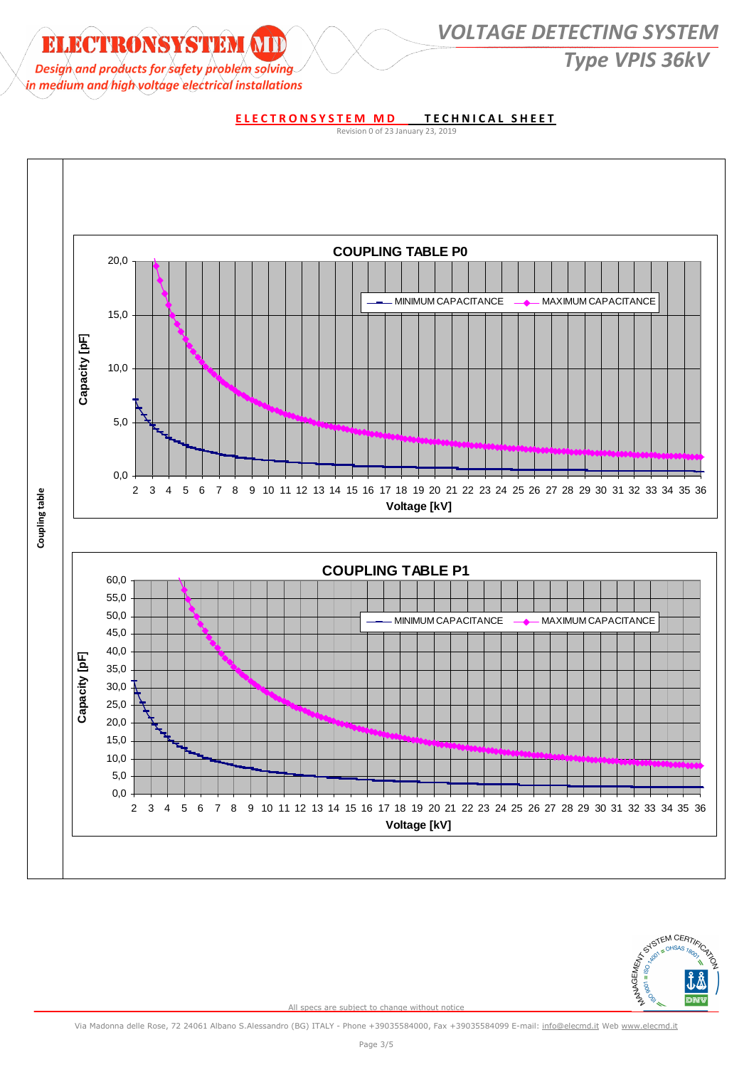**ELECTRONSYSTEM MD TECHNICAL SHEET**

Revision 0 of 23 January 23, 2019

Coupling table

**COUPLING TABLE P0**

MINIMUM CAPACITANCE — MAXIMUM CAPACITANCE

Capacity [pF]: 0,0 – 5,0 – 10,0 – 15,0 – 20,0

Voltage [kV]: 2 3 4 5 6 7 8 9 10 11 12 13 14 15 16 17 18 19 20 21 22 23 24 25 26 27 28 29 30 31 32 33 34 35 36

**COUPLING TABLE P1**

MINIMUM CAPACITANCE — MAXIMUM CAPACITANCE

Capacity [pF]: 0,0 – 5,0 – 10,0 – 15,0 – 20,0 – 25,0 – 30,0 – 35,0 – 40,0 – 45,0 – 50,0 – 55,0 – 60,0

Voltage [kV]: 2 3 4 5 6 7 8 9 10 11 12 13 14 15 16 17 18 19 20 21 22 23 24 25 26 27 28 29 30 31 32 33 34 35 36

All specs are subject to change without notice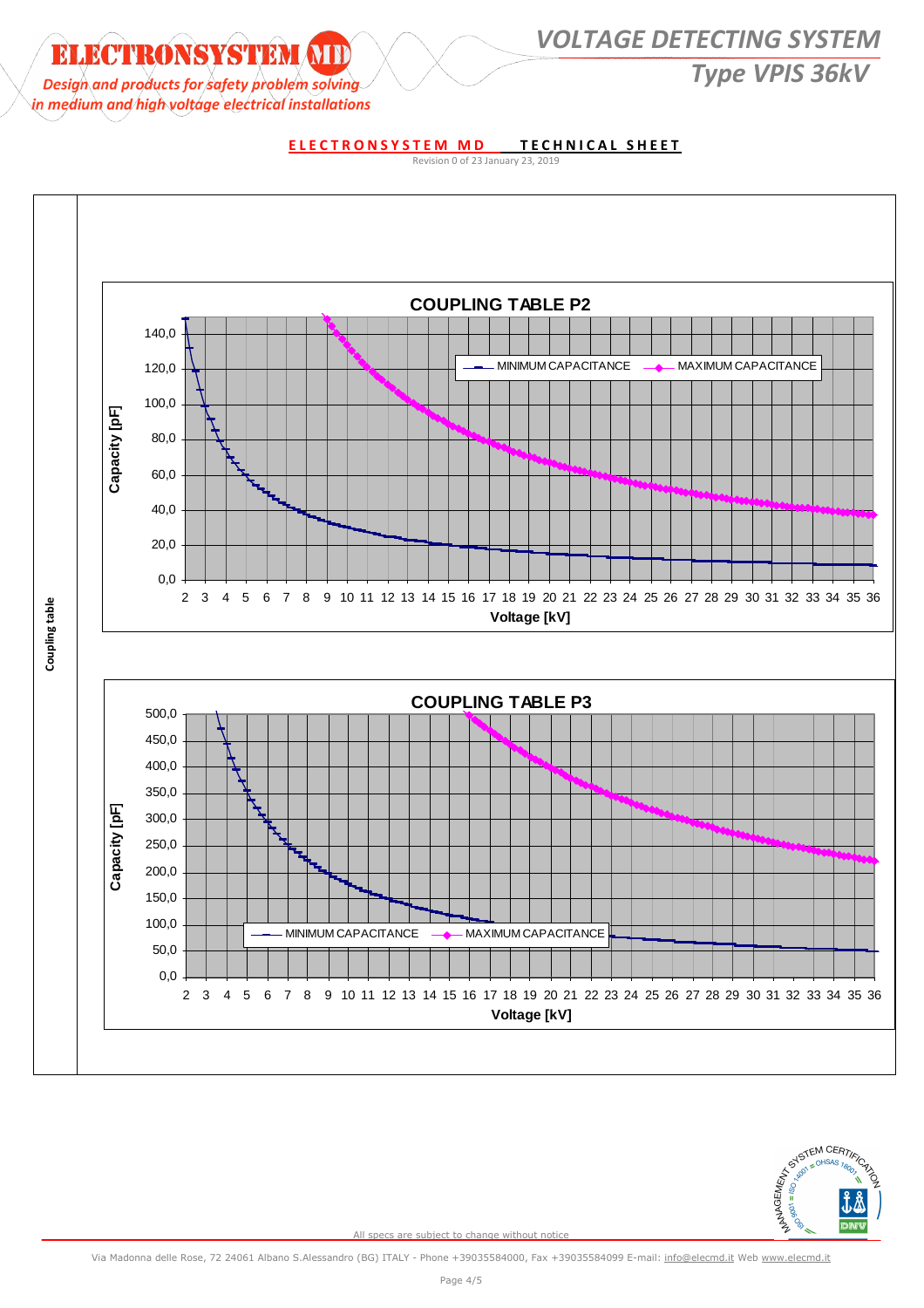**ELECTRONSYSTEM MD TECHNICAL SHEET**

Revision 0 of 23 January 23, 2019

Coupling table

## COUPLING TABLE P2

Capacity [pF] vs Voltage [kV]

MINIMUM CAPACITANCE — MAXIMUM CAPACITANCE

## COUPLING TABLE P3

Capacity [pF] vs Voltage [kV]

MINIMUM CAPACITANCE — MAXIMUM CAPACITANCE

All specs are subject to change without notice

Via Madonna delle Rose, 72 24061 Albano S.Alessandro (BG) ITALY - Phone +39035584000, Fax +39035584099 E-mail: info@elecmd.it Web www.elecmd.it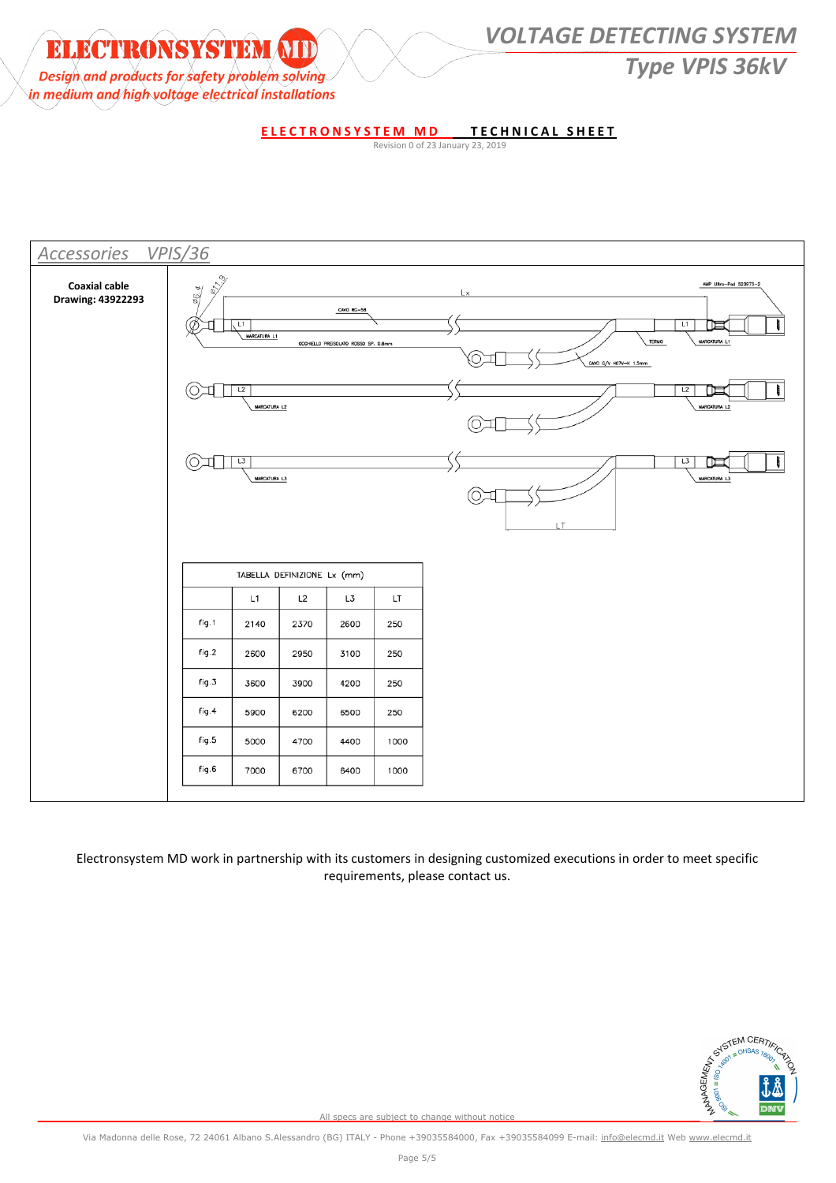**ELECTRONSYSTEM MD** **TECHNICAL SHEET**

Revision 0 of 23 January 23, 2019

## *Accessories VIPS/36*

**Coaxial cable**
**Drawing: 43922293**

Ø6.4
Ø11.9
Lx
AMP Ultra-Pod 520073-2
CAVO RG-58
L1
L1
MARCATURA L1
OCCHIELLO PREISOLATO ROSSO SP. 0.8mm
TERMO
MARCATURA L1
CAVO G/V H07V-K 1.5mm
L2
L2
MARCATURA L2
MARCATURA L2
L3
L3
MARCATURA L3
MARCATURA L3
LT

| TABELLA DEFINIZIONE Lx (mm) | | | | |
|---|---|---|---|---|
| | L1 | L2 | L3 | LT |
| fig.1 | 2140 | 2370 | 2600 | 250 |
| fig.2 | 2600 | 2950 | 3100 | 250 |
| fig.3 | 3600 | 3900 | 4200 | 250 |
| fig.4 | 5900 | 6200 | 6500 | 250 |
| fig.5 | 5000 | 4700 | 4400 | 1000 |
| fig.6 | 7000 | 6700 | 6400 | 1000 |

Electronsystem MD work in partnership with its customers in designing customized executions in order to meet specific requirements, please contact us.

All specs are subject to change without notice